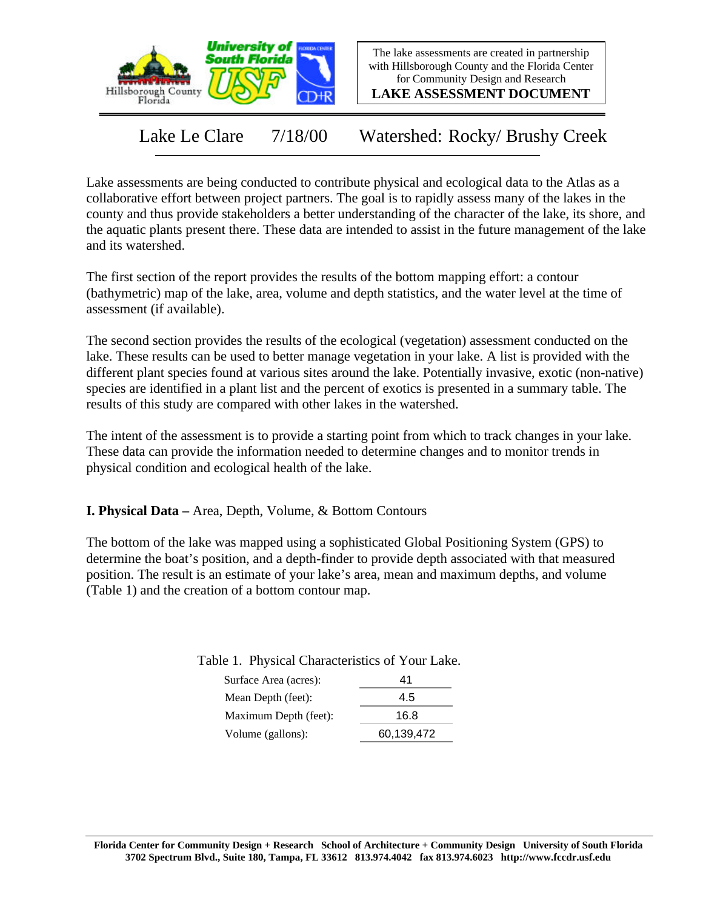The lake assessments are created in partnership with Hillsborough County and the Florida Center for Community Design and Research

**LAKE ASSESSMENT DOCUMENT**

# Lake Le Clare 7/18/00 Watershed: Rocky/ Brushy Creek

Lake assessments are being conducted to contribute physical and ecological data to the Atlas as a collaborative effort between project partners. The goal is to rapidly assess many of the lakes in the county and thus provide stakeholders a better understanding of the character of the lake, its shore, and the aquatic plants present there. These data are intended to assist in the future management of the lake and its watershed.

The first section of the report provides the results of the bottom mapping effort: a contour (bathymetric) map of the lake, area, volume and depth statistics, and the water level at the time of assessment (if available).

The second section provides the results of the ecological (vegetation) assessment conducted on the lake. These results can be used to better manage vegetation in your lake. A list is provided with the different plant species found at various sites around the lake. Potentially invasive, exotic (non-native) species are identified in a plant list and the percent of exotics is presented in a summary table. The results of this study are compared with other lakes in the watershed.

The intent of the assessment is to provide a starting point from which to track changes in your lake. These data can provide the information needed to determine changes and to monitor trends in physical condition and ecological health of the lake.

## I. Physical Data – Area, Depth, Volume, & Bottom Contours

The bottom of the lake was mapped using a sophisticated Global Positioning System (GPS) to determine the boat's position, and a depth-finder to provide depth associated with that measured position. The result is an estimate of your lake's area, mean and maximum depths, and volume (Table 1) and the creation of a bottom contour map.

Table 1. Physical Characteristics of Your Lake.

| | |
|---|---|
| Surface Area (acres): | 41 |
| Mean Depth (feet): | 4.5 |
| Maximum Depth (feet): | 16.8 |
| Volume (gallons): | 60,139,472 |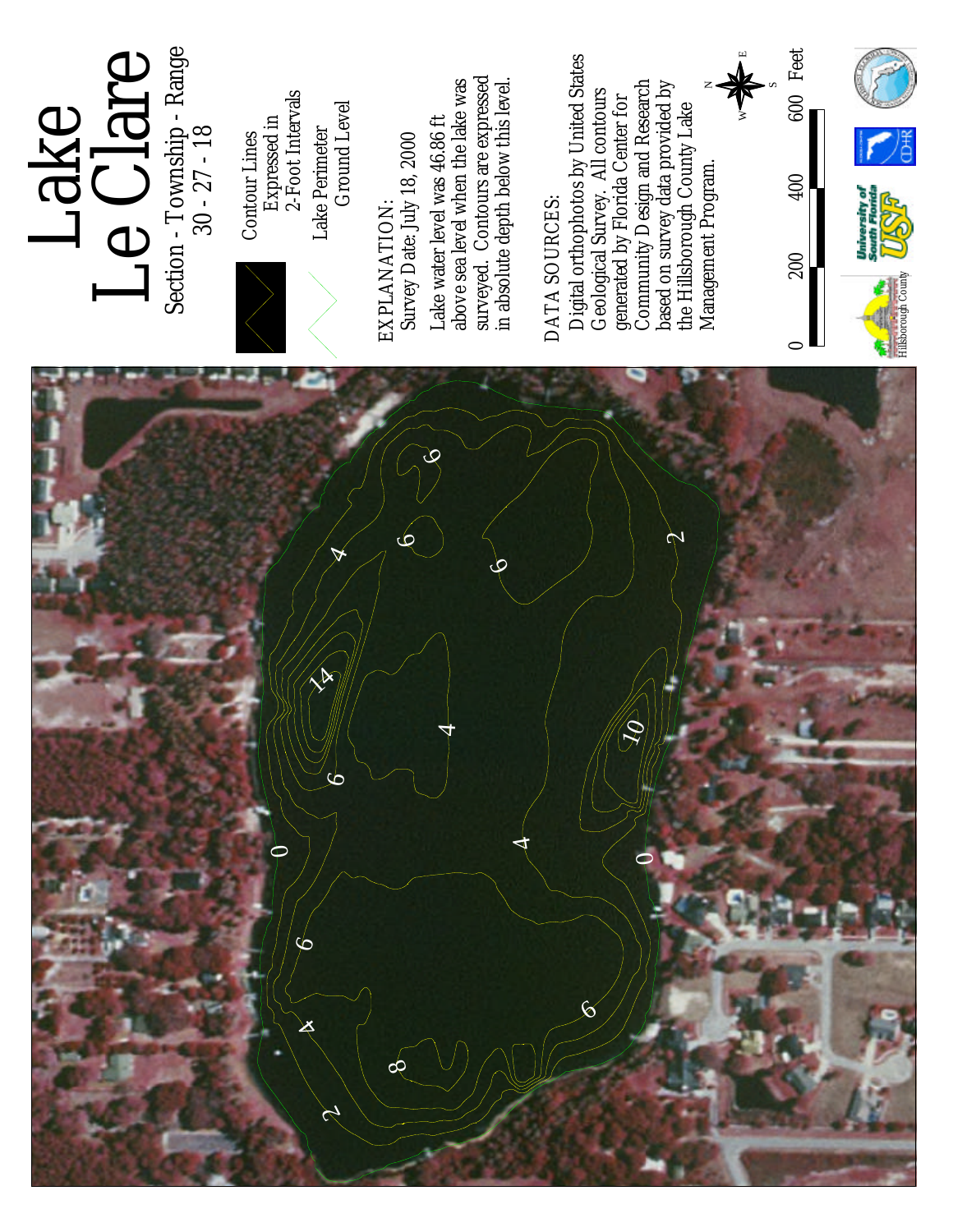# Lake Le Clare

Section - Township - Range
30 - 27 - 18

Contour Lines
Expressed in
2-Foot Intervals

Lake Perimeter
Ground Level

EXPLANATION:
Survey Date: July 18, 2000

Lake water level was 46.86 ft above sea level when the lake was surveyed. Contours are expressed in absolute depth below this level.

DATA SOURCES:
Digital orthophotos by United States Geological Survey. All contours generated by Florida Center for Community Design and Research based on survey data provided by the Hillsborough County Lake Management Program.

0 200 400 600 Feet

Hillsborough County

University of South Florida USF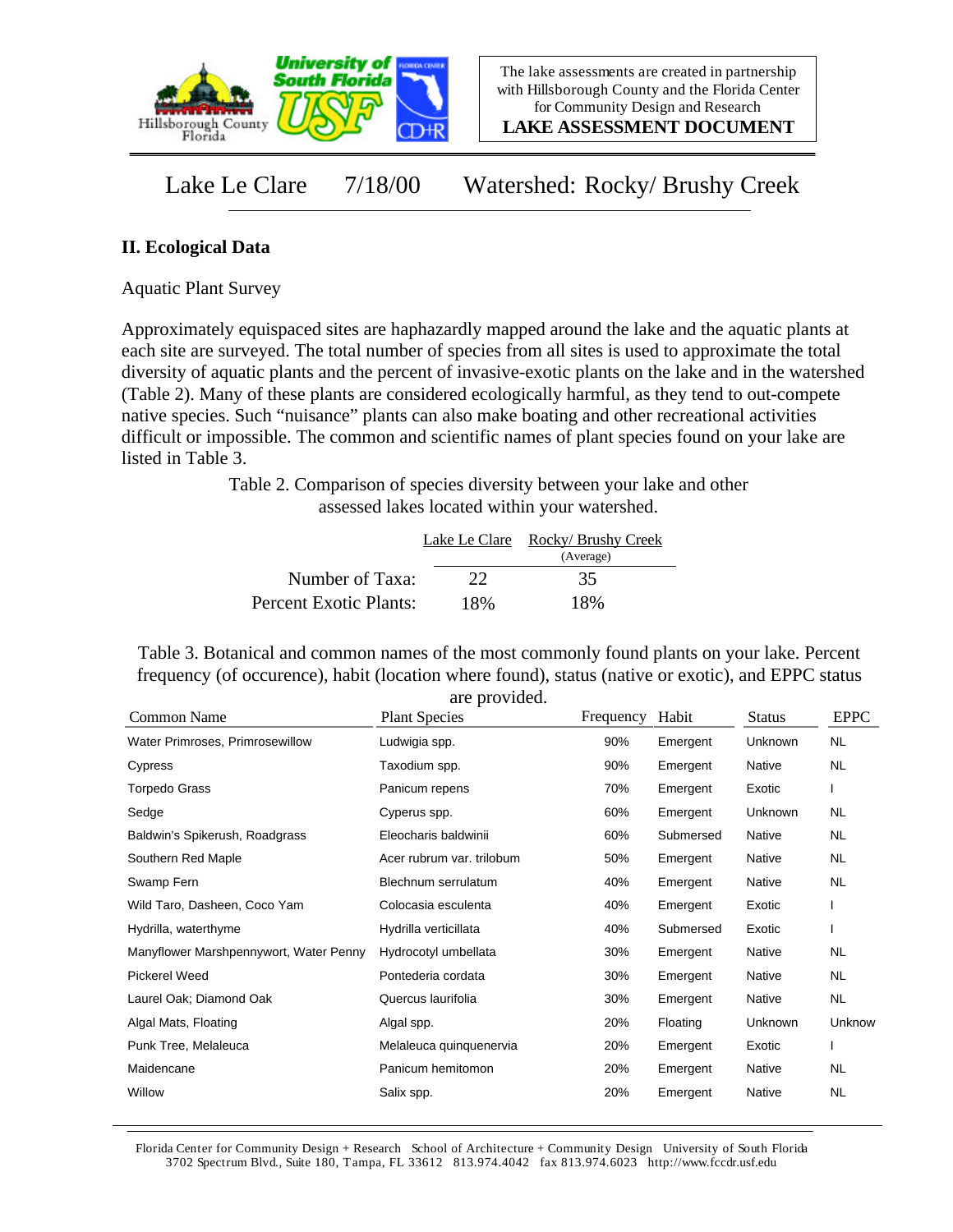Lake Le Clare 7/18/00 Watershed: Rocky/ Brushy Creek

## II. Ecological Data

Aquatic Plant Survey

Approximately equispaced sites are haphazardly mapped around the lake and the aquatic plants at each site are surveyed. The total number of species from all sites is used to approximate the total diversity of aquatic plants and the percent of invasive-exotic plants on the lake and in the watershed (Table 2). Many of these plants are considered ecologically harmful, as they tend to out-compete native species. Such "nuisance" plants can also make boating and other recreational activities difficult or impossible. The common and scientific names of plant species found on your lake are listed in Table 3.

Table 2. Comparison of species diversity between your lake and other assessed lakes located within your watershed.

| | Lake Le Clare | Rocky/ Brushy Creek (Average) |
|---|---|---|
| Number of Taxa: | 22 | 35 |
| Percent Exotic Plants: | 18% | 18% |

Table 3. Botanical and common names of the most commonly found plants on your lake. Percent frequency (of occurence), habit (location where found), status (native or exotic), and EPPC status are provided.

| Common Name | Plant Species | Frequency | Habit | Status | EPPC |
|---|---|---|---|---|---|
| Water Primroses, Primrosewillow | Ludwigia spp. | 90% | Emergent | Unknown | NL |
| Cypress | Taxodium spp. | 90% | Emergent | Native | NL |
| Torpedo Grass | Panicum repens | 70% | Emergent | Exotic | I |
| Sedge | Cyperus spp. | 60% | Emergent | Unknown | NL |
| Baldwin's Spikerush, Roadgrass | Eleocharis baldwinii | 60% | Submersed | Native | NL |
| Southern Red Maple | Acer rubrum var. trilobum | 50% | Emergent | Native | NL |
| Swamp Fern | Blechnum serrulatum | 40% | Emergent | Native | NL |
| Wild Taro, Dasheen, Coco Yam | Colocasia esculenta | 40% | Emergent | Exotic | I |
| Hydrilla, waterthyme | Hydrilla verticillata | 40% | Submersed | Exotic | I |
| Manyflower Marshpennywort, Water Penny | Hydrocotyl umbellata | 30% | Emergent | Native | NL |
| Pickerel Weed | Pontederia cordata | 30% | Emergent | Native | NL |
| Laurel Oak; Diamond Oak | Quercus laurifolia | 30% | Emergent | Native | NL |
| Algal Mats, Floating | Algal spp. | 20% | Floating | Unknown | Unknow |
| Punk Tree, Melaleuca | Melaleuca quinquenervia | 20% | Emergent | Exotic | I |
| Maidencane | Panicum hemitomon | 20% | Emergent | Native | NL |
| Willow | Salix spp. | 20% | Emergent | Native | NL |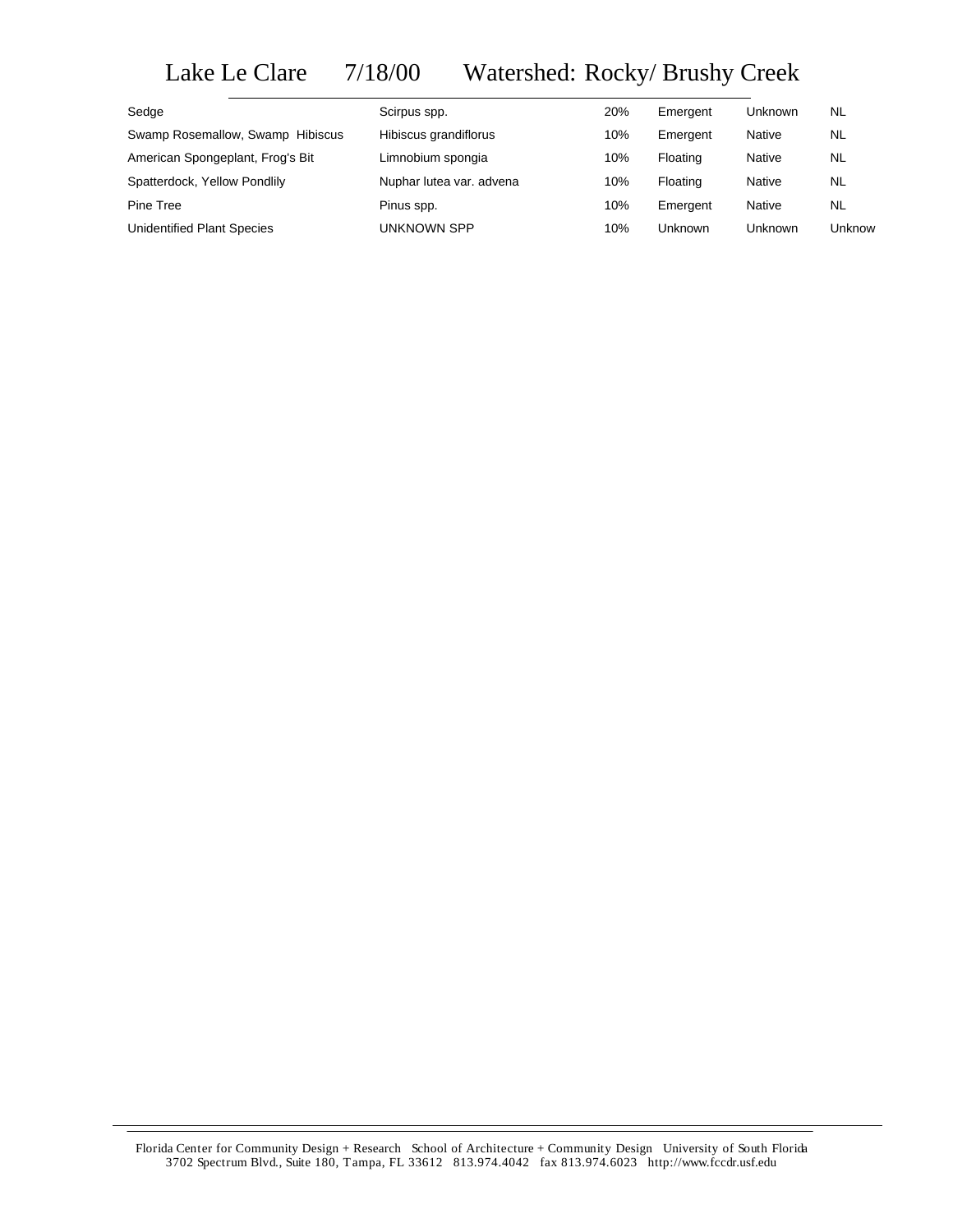# Lake Le Clare 7/18/00 Watershed: Rocky/ Brushy Creek

| | | | | | |
|---|---|---|---|---|---|
| Sedge | Scirpus spp. | 20% | Emergent | Unknown | NL |
| Swamp Rosemallow, Swamp Hibiscus | Hibiscus grandiflorus | 10% | Emergent | Native | NL |
| American Spongeplant, Frog's Bit | Limnobium spongia | 10% | Floating | Native | NL |
| Spatterdock, Yellow Pondlily | Nuphar lutea var. advena | 10% | Floating | Native | NL |
| Pine Tree | Pinus spp. | 10% | Emergent | Native | NL |
| Unidentified Plant Species | UNKNOWN SPP | 10% | Unknown | Unknown | Unknow |

Florida Center for Community Design + Research School of Architecture + Community Design University of South Florida
3702 Spectrum Blvd., Suite 180, Tampa, FL 33612 813.974.4042 fax 813.974.6023 http://www.fccdr.usf.edu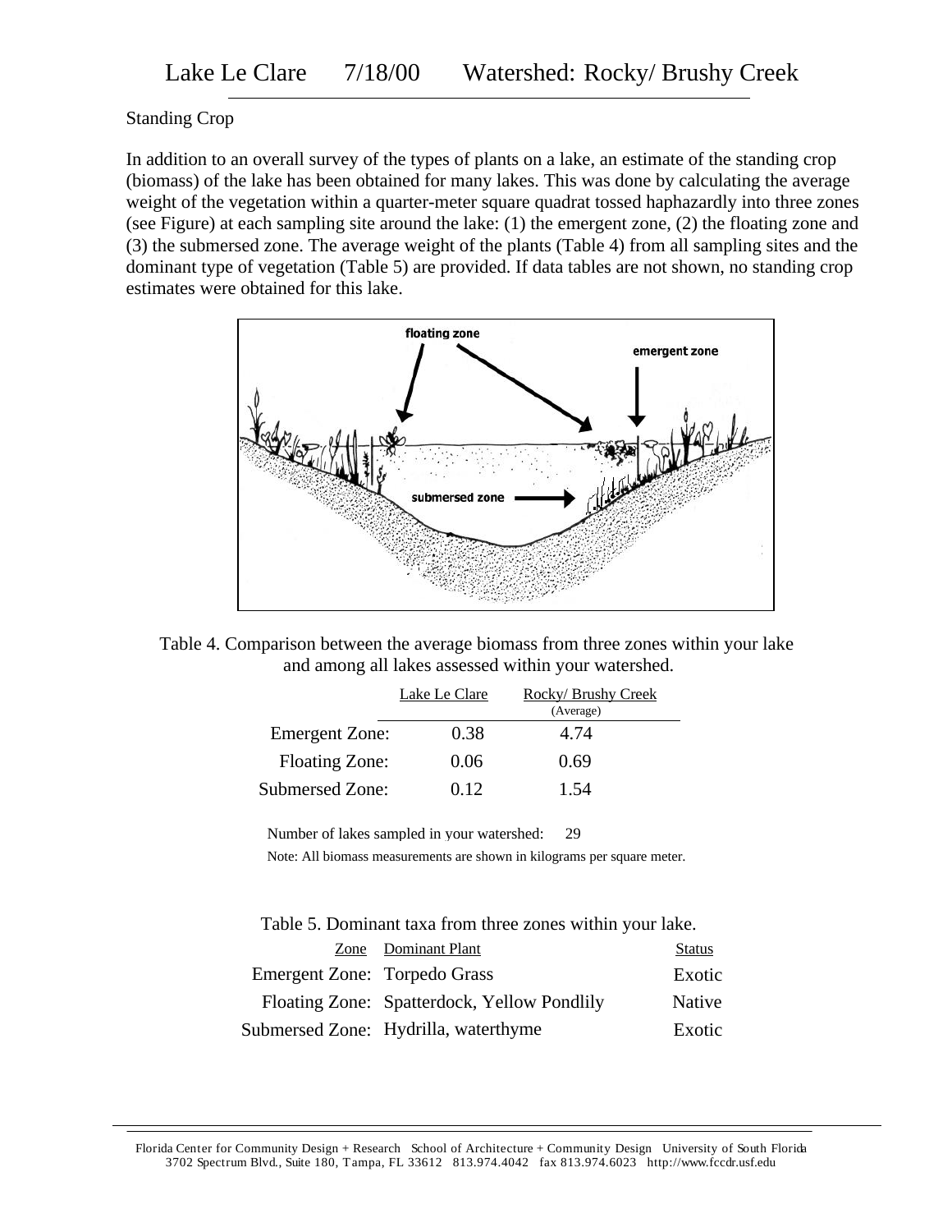# Lake Le Clare 7/18/00 Watershed: Rocky/ Brushy Creek

Standing Crop

In addition to an overall survey of the types of plants on a lake, an estimate of the standing crop (biomass) of the lake has been obtained for many lakes. This was done by calculating the average weight of the vegetation within a quarter-meter square quadrat tossed haphazardly into three zones (see Figure) at each sampling site around the lake: (1) the emergent zone, (2) the floating zone and (3) the submersed zone. The average weight of the plants (Table 4) from all sampling sites and the dominant type of vegetation (Table 5) are provided. If data tables are not shown, no standing crop estimates were obtained for this lake.

floating zone

emergent zone

submersed zone

Table 4. Comparison between the average biomass from three zones within your lake and among all lakes assessed within your watershed.

| | Lake Le Clare | Rocky/ Brushy Creek (Average) |
|---|---|---|
| Emergent Zone: | 0.38 | 4.74 |
| Floating Zone: | 0.06 | 0.69 |
| Submersed Zone: | 0.12 | 1.54 |

Number of lakes sampled in your watershed: 29

Note: All biomass measurements are shown in kilograms per square meter.

Table 5. Dominant taxa from three zones within your lake.

| Zone | Dominant Plant | Status |
|---|---|---|
| Emergent Zone: | Torpedo Grass | Exotic |
| Floating Zone: | Spatterdock, Yellow Pondlily | Native |
| Submersed Zone: | Hydrilla, waterthyme | Exotic |